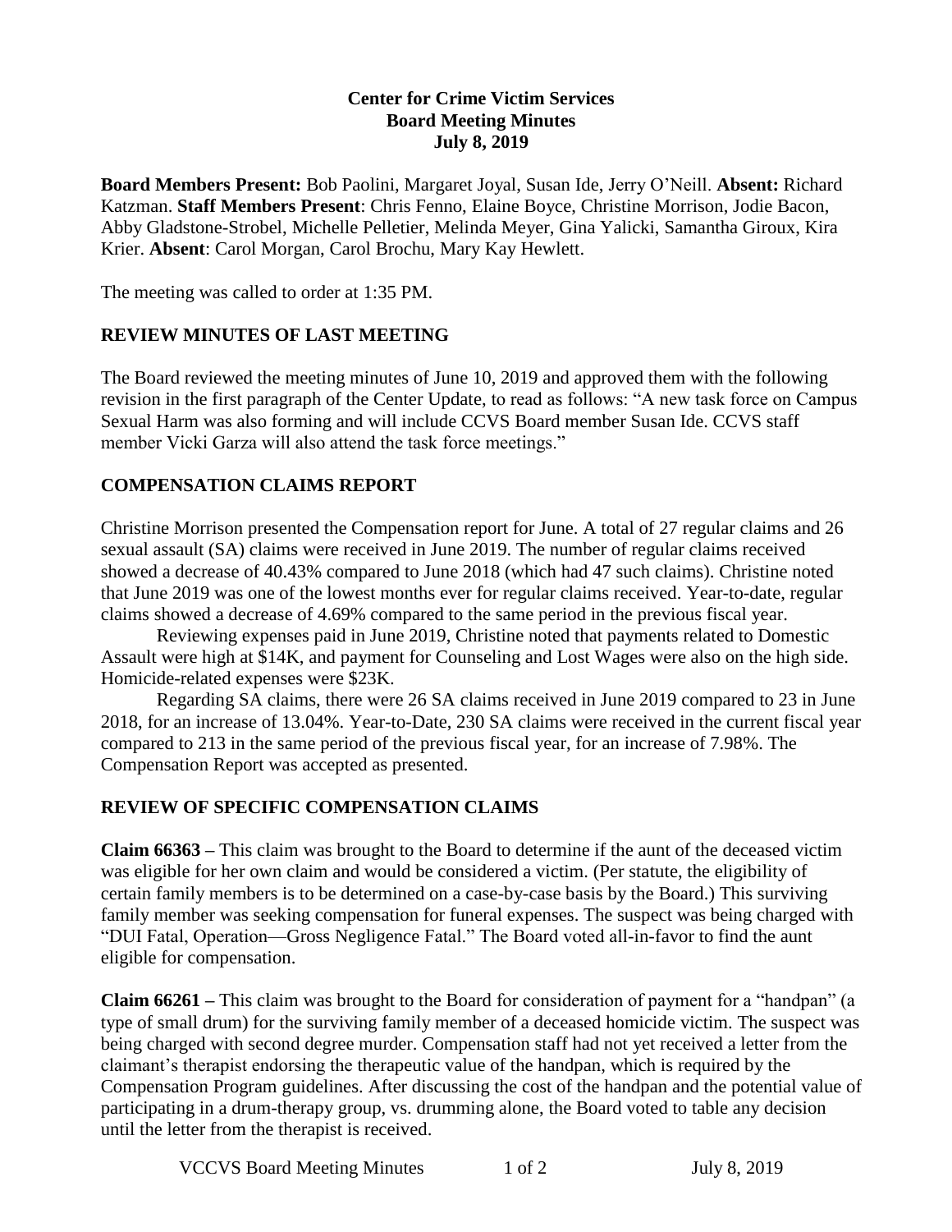**Center for Crime Victim Services**
**Board Meeting Minutes**
**July 8, 2019**

**Board Members Present:** Bob Paolini, Margaret Joyal, Susan Ide, Jerry O'Neill. **Absent:** Richard Katzman. **Staff Members Present**: Chris Fenno, Elaine Boyce, Christine Morrison, Jodie Bacon, Abby Gladstone-Strobel, Michelle Pelletier, Melinda Meyer, Gina Yalicki, Samantha Giroux, Kira Krier. **Absent**: Carol Morgan, Carol Brochu, Mary Kay Hewlett.

The meeting was called to order at 1:35 PM.

## REVIEW MINUTES OF LAST MEETING

The Board reviewed the meeting minutes of June 10, 2019 and approved them with the following revision in the first paragraph of the Center Update, to read as follows: "A new task force on Campus Sexual Harm was also forming and will include CCVS Board member Susan Ide. CCVS staff member Vicki Garza will also attend the task force meetings."

## COMPENSATION CLAIMS REPORT

Christine Morrison presented the Compensation report for June. A total of 27 regular claims and 26 sexual assault (SA) claims were received in June 2019. The number of regular claims received showed a decrease of 40.43% compared to June 2018 (which had 47 such claims). Christine noted that June 2019 was one of the lowest months ever for regular claims received. Year-to-date, regular claims showed a decrease of 4.69% compared to the same period in the previous fiscal year.

Reviewing expenses paid in June 2019, Christine noted that payments related to Domestic Assault were high at $14K, and payment for Counseling and Lost Wages were also on the high side. Homicide-related expenses were $23K.

Regarding SA claims, there were 26 SA claims received in June 2019 compared to 23 in June 2018, for an increase of 13.04%. Year-to-Date, 230 SA claims were received in the current fiscal year compared to 213 in the same period of the previous fiscal year, for an increase of 7.98%. The Compensation Report was accepted as presented.

## REVIEW OF SPECIFIC COMPENSATION CLAIMS

**Claim 66363 –** This claim was brought to the Board to determine if the aunt of the deceased victim was eligible for her own claim and would be considered a victim. (Per statute, the eligibility of certain family members is to be determined on a case-by-case basis by the Board.) This surviving family member was seeking compensation for funeral expenses. The suspect was being charged with "DUI Fatal, Operation—Gross Negligence Fatal." The Board voted all-in-favor to find the aunt eligible for compensation.

**Claim 66261 –** This claim was brought to the Board for consideration of payment for a "handpan" (a type of small drum) for the surviving family member of a deceased homicide victim. The suspect was being charged with second degree murder. Compensation staff had not yet received a letter from the claimant's therapist endorsing the therapeutic value of the handpan, which is required by the Compensation Program guidelines. After discussing the cost of the handpan and the potential value of participating in a drum-therapy group, vs. drumming alone, the Board voted to table any decision until the letter from the therapist is received.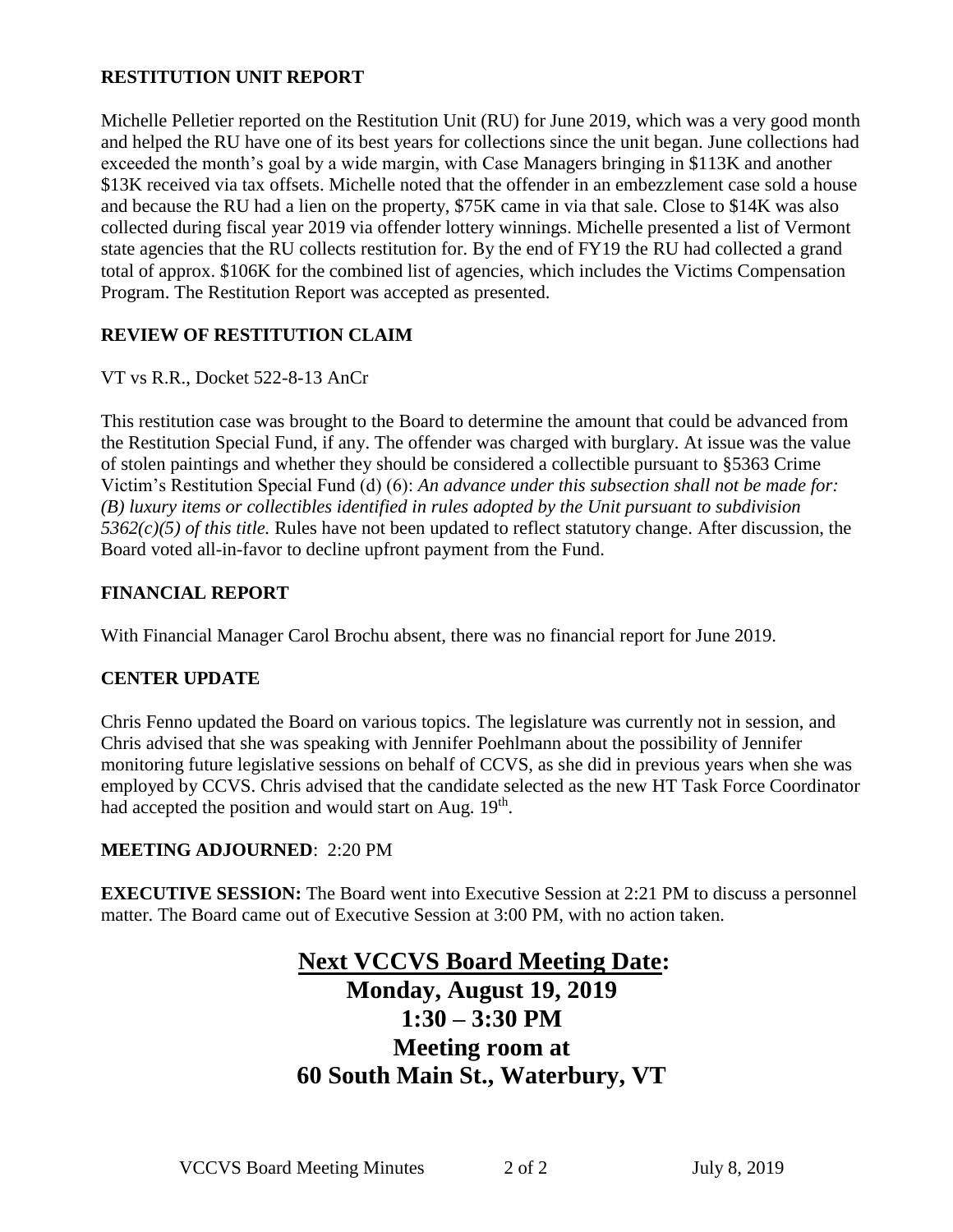## RESTITUTION UNIT REPORT

Michelle Pelletier reported on the Restitution Unit (RU) for June 2019, which was a very good month and helped the RU have one of its best years for collections since the unit began. June collections had exceeded the month's goal by a wide margin, with Case Managers bringing in $113K and another $13K received via tax offsets. Michelle noted that the offender in an embezzlement case sold a house and because the RU had a lien on the property, $75K came in via that sale. Close to $14K was also collected during fiscal year 2019 via offender lottery winnings. Michelle presented a list of Vermont state agencies that the RU collects restitution for. By the end of FY19 the RU had collected a grand total of approx. $106K for the combined list of agencies, which includes the Victims Compensation Program. The Restitution Report was accepted as presented.

## REVIEW OF RESTITUTION CLAIM

VT vs R.R., Docket 522-8-13 AnCr

This restitution case was brought to the Board to determine the amount that could be advanced from the Restitution Special Fund, if any. The offender was charged with burglary. At issue was the value of stolen paintings and whether they should be considered a collectible pursuant to §5363 Crime Victim's Restitution Special Fund (d) (6): *An advance under this subsection shall not be made for: (B) luxury items or collectibles identified in rules adopted by the Unit pursuant to subdivision 5362(c)(5) of this title.* Rules have not been updated to reflect statutory change. After discussion, the Board voted all-in-favor to decline upfront payment from the Fund.

## FINANCIAL REPORT

With Financial Manager Carol Brochu absent, there was no financial report for June 2019.

## CENTER UPDATE

Chris Fenno updated the Board on various topics. The legislature was currently not in session, and Chris advised that she was speaking with Jennifer Poehlmann about the possibility of Jennifer monitoring future legislative sessions on behalf of CCVS, as she did in previous years when she was employed by CCVS. Chris advised that the candidate selected as the new HT Task Force Coordinator had accepted the position and would start on Aug. 19th.

**MEETING ADJOURNED**: 2:20 PM

**EXECUTIVE SESSION:** The Board went into Executive Session at 2:21 PM to discuss a personnel matter. The Board came out of Executive Session at 3:00 PM, with no action taken.

# <u>Next VCCVS Board Meeting Date</u>:
# Monday, August 19, 2019
# 1:30 – 3:30 PM
# Meeting room at
# 60 South Main St., Waterbury, VT